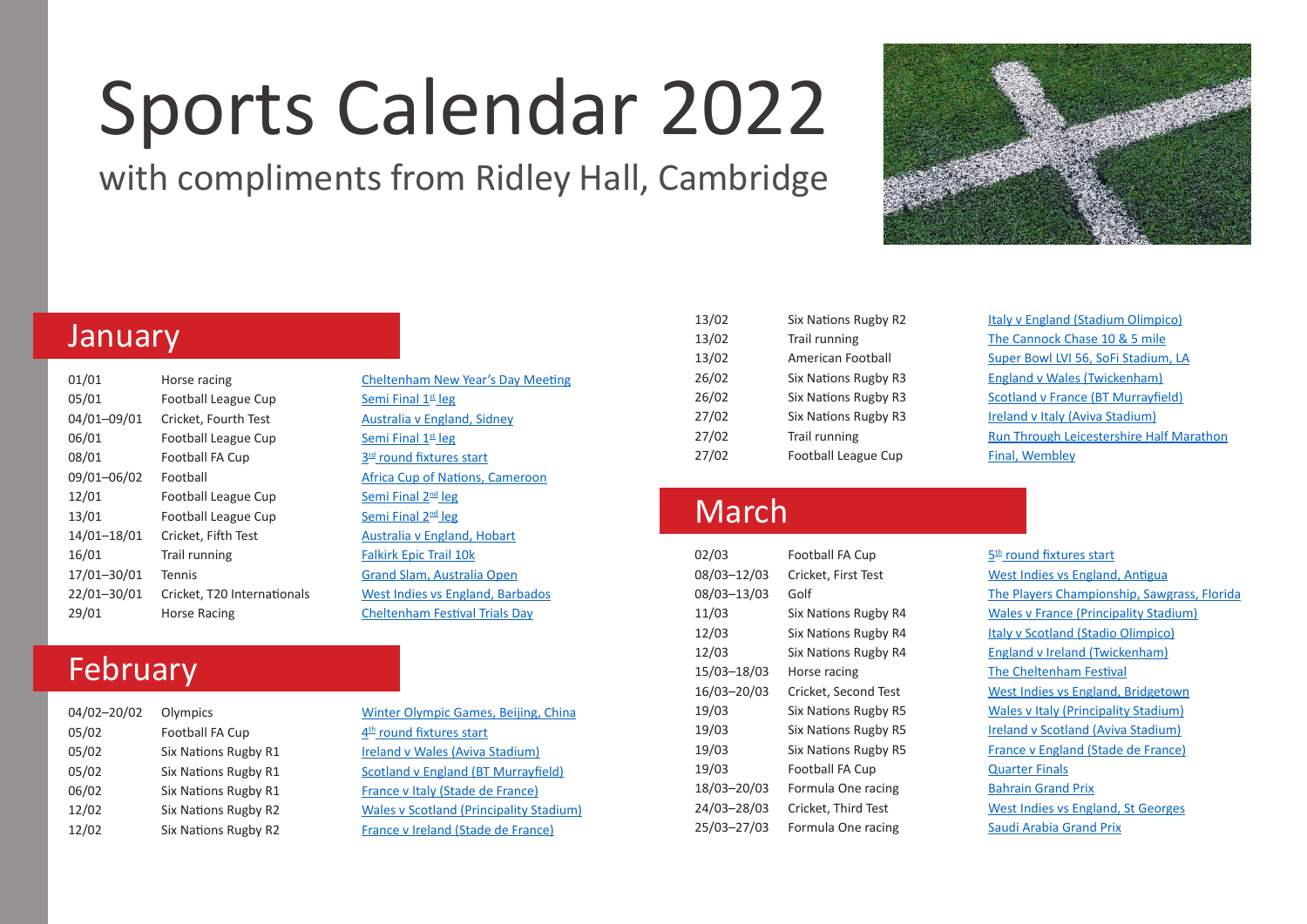# Sports Calendar 2022

with compliments from Ridley Hall, Cambridge

## January

| Date | Sport | Event |
| --- | --- | --- |
| 01/01 | Horse racing | Cheltenham New Year's Day Meeting |
| 05/01 | Football League Cup | Semi Final 1st leg |
| 04/01–09/01 | Cricket, Fourth Test | Australia v England, Sidney |
| 06/01 | Football League Cup | Semi Final 1st leg |
| 08/01 | Football FA Cup | 3rd round fixtures start |
| 09/01–06/02 | Football | Africa Cup of Nations, Cameroon |
| 12/01 | Football League Cup | Semi Final 2nd leg |
| 13/01 | Football League Cup | Semi Final 2nd leg |
| 14/01–18/01 | Cricket, Fifth Test | Australia v England, Hobart |
| 16/01 | Trail running | Falkirk Epic Trail 10k |
| 17/01–30/01 | Tennis | Grand Slam, Australia Open |
| 22/01–30/01 | Cricket, T20 Internationals | West Indies vs England, Barbados |
| 29/01 | Horse Racing | Cheltenham Festival Trials Day |

## February

| Date | Sport | Event |
| --- | --- | --- |
| 04/02–20/02 | Olympics | Winter Olympic Games, Beijing, China |
| 05/02 | Football FA Cup | 4th round fixtures start |
| 05/02 | Six Nations Rugby R1 | Ireland v Wales (Aviva Stadium) |
| 05/02 | Six Nations Rugby R1 | Scotland v England (BT Murrayfield) |
| 06/02 | Six Nations Rugby R1 | France v Italy (Stade de France) |
| 12/02 | Six Nations Rugby R2 | Wales v Scotland (Principality Stadium) |
| 12/02 | Six Nations Rugby R2 | France v Ireland (Stade de France) |
| 13/02 | Six Nations Rugby R2 | Italy v England (Stadium Olimpico) |
| 13/02 | Trail running | The Cannock Chase 10 & 5 mile |
| 13/02 | American Football | Super Bowl LVI 56, SoFi Stadium, LA |
| 26/02 | Six Nations Rugby R3 | England v Wales (Twickenham) |
| 26/02 | Six Nations Rugby R3 | Scotland v France (BT Murrayfield) |
| 27/02 | Six Nations Rugby R3 | Ireland v Italy (Aviva Stadium) |
| 27/02 | Trail running | Run Through Leicestershire Half Marathon |
| 27/02 | Football League Cup | Final, Wembley |

## March

| Date | Sport | Event |
| --- | --- | --- |
| 02/03 | Football FA Cup | 5th round fixtures start |
| 08/03–12/03 | Cricket, First Test | West Indies vs England, Antigua |
| 08/03–13/03 | Golf | The Players Championship, Sawgrass, Florida |
| 11/03 | Six Nations Rugby R4 | Wales v France (Principality Stadium) |
| 12/03 | Six Nations Rugby R4 | Italy v Scotland (Stadio Olimpico) |
| 12/03 | Six Nations Rugby R4 | England v Ireland (Twickenham) |
| 15/03–18/03 | Horse racing | The Cheltenham Festival |
| 16/03–20/03 | Cricket, Second Test | West Indies vs England, Bridgetown |
| 19/03 | Six Nations Rugby R5 | Wales v Italy (Principality Stadium) |
| 19/03 | Six Nations Rugby R5 | Ireland v Scotland (Aviva Stadium) |
| 19/03 | Six Nations Rugby R5 | France v England (Stade de France) |
| 19/03 | Football FA Cup | Quarter Finals |
| 18/03–20/03 | Formula One racing | Bahrain Grand Prix |
| 24/03–28/03 | Cricket, Third Test | West Indies vs England, St Georges |
| 25/03–27/03 | Formula One racing | Saudi Arabia Grand Prix |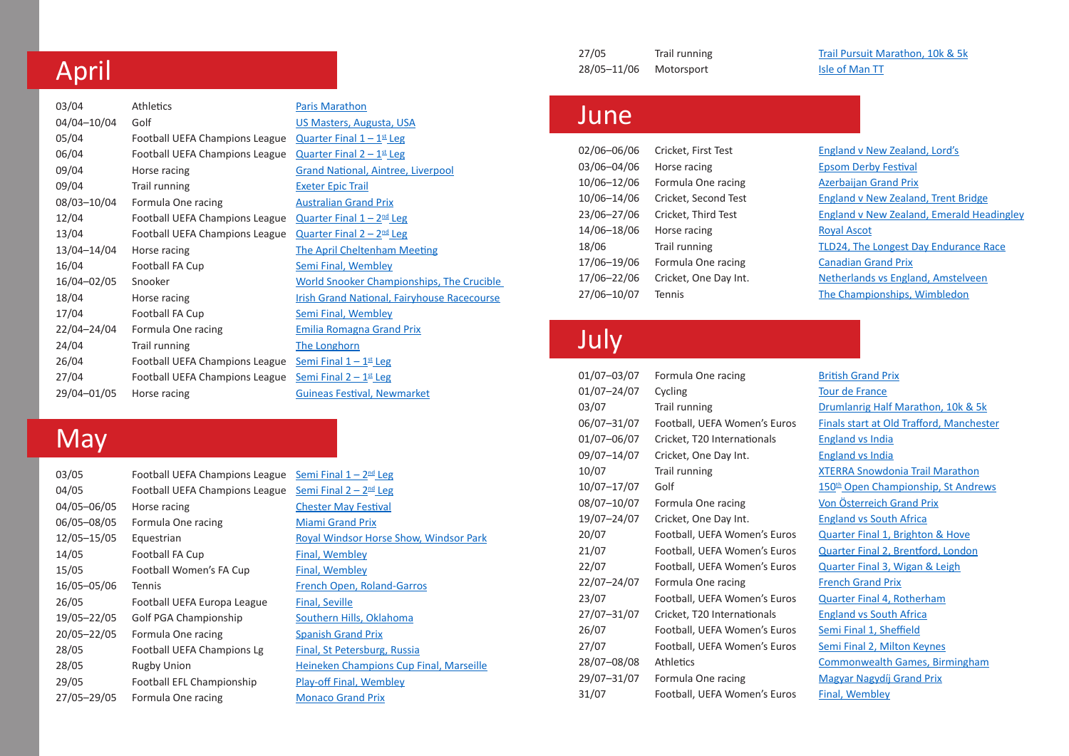# April

| | | |
|---|---|---|
| 03/04 | Athletics | Paris Marathon |
| 04/04–10/04 | Golf | US Masters, Augusta, USA |
| 05/04 | Football UEFA Champions League | Quarter Final 1 – 1st Leg |
| 06/04 | Football UEFA Champions League | Quarter Final 2 – 1st Leg |
| 09/04 | Horse racing | Grand National, Aintree, Liverpool |
| 09/04 | Trail running | Exeter Epic Trail |
| 08/03–10/04 | Formula One racing | Australian Grand Prix |
| 12/04 | Football UEFA Champions League | Quarter Final 1 – 2nd Leg |
| 13/04 | Football UEFA Champions League | Quarter Final 2 – 2nd Leg |
| 13/04–14/04 | Horse racing | The April Cheltenham Meeting |
| 16/04 | Football FA Cup | Semi Final, Wembley |
| 16/04–02/05 | Snooker | World Snooker Championships, The Crucible |
| 18/04 | Horse racing | Irish Grand National, Fairyhouse Racecourse |
| 17/04 | Football FA Cup | Semi Final, Wembley |
| 22/04–24/04 | Formula One racing | Emilia Romagna Grand Prix |
| 24/04 | Trail running | The Longhorn |
| 26/04 | Football UEFA Champions League | Semi Final 1 – 1st Leg |
| 27/04 | Football UEFA Champions League | Semi Final 2 – 1st Leg |
| 29/04–01/05 | Horse racing | Guineas Festival, Newmarket |

# May

| | | |
|---|---|---|
| 03/05 | Football UEFA Champions League | Semi Final 1 – 2nd Leg |
| 04/05 | Football UEFA Champions League | Semi Final 2 – 2nd Leg |
| 04/05–06/05 | Horse racing | Chester May Festival |
| 06/05–08/05 | Formula One racing | Miami Grand Prix |
| 12/05–15/05 | Equestrian | Royal Windsor Horse Show, Windsor Park |
| 14/05 | Football FA Cup | Final, Wembley |
| 15/05 | Football Women's FA Cup | Final, Wembley |
| 16/05–05/06 | Tennis | French Open, Roland-Garros |
| 26/05 | Football UEFA Europa League | Final, Seville |
| 19/05–22/05 | Golf PGA Championship | Southern Hills, Oklahoma |
| 20/05–22/05 | Formula One racing | Spanish Grand Prix |
| 28/05 | Football UEFA Champions Lg | Final, St Petersburg, Russia |
| 28/05 | Rugby Union | Heineken Champions Cup Final, Marseille |
| 29/05 | Football EFL Championship | Play-off Final, Wembley |
| 27/05–29/05 | Formula One racing | Monaco Grand Prix |
| 27/05 | Trail running | Trail Pursuit Marathon, 10k & 5k |
| 28/05–11/06 | Motorsport | Isle of Man TT |

# June

| | | |
|---|---|---|
| 02/06–06/06 | Cricket, First Test | England v New Zealand, Lord's |
| 03/06–04/06 | Horse racing | Epsom Derby Festival |
| 10/06–12/06 | Formula One racing | Azerbaijan Grand Prix |
| 10/06–14/06 | Cricket, Second Test | England v New Zealand, Trent Bridge |
| 23/06–27/06 | Cricket, Third Test | England v New Zealand, Emerald Headingley |
| 14/06–18/06 | Horse racing | Royal Ascot |
| 18/06 | Trail running | TLD24, The Longest Day Endurance Race |
| 17/06–19/06 | Formula One racing | Canadian Grand Prix |
| 17/06–22/06 | Cricket, One Day Int. | Netherlands vs England, Amstelveen |
| 27/06–10/07 | Tennis | The Championships, Wimbledon |

# July

| | | |
|---|---|---|
| 01/07–03/07 | Formula One racing | British Grand Prix |
| 01/07–24/07 | Cycling | Tour de France |
| 03/07 | Trail running | Drumlanrig Half Marathon, 10k & 5k |
| 06/07–31/07 | Football, UEFA Women's Euros | Finals start at Old Trafford, Manchester |
| 01/07–06/07 | Cricket, T20 Internationals | England vs India |
| 09/07–14/07 | Cricket, One Day Int. | England vs India |
| 10/07 | Trail running | XTERRA Snowdonia Trail Marathon |
| 10/07–17/07 | Golf | 150th Open Championship, St Andrews |
| 08/07–10/07 | Formula One racing | Von Österreich Grand Prix |
| 19/07–24/07 | Cricket, One Day Int. | England vs South Africa |
| 20/07 | Football, UEFA Women's Euros | Quarter Final 1, Brighton & Hove |
| 21/07 | Football, UEFA Women's Euros | Quarter Final 2, Brentford, London |
| 22/07 | Football, UEFA Women's Euros | Quarter Final 3, Wigan & Leigh |
| 22/07–24/07 | Formula One racing | French Grand Prix |
| 23/07 | Football, UEFA Women's Euros | Quarter Final 4, Rotherham |
| 27/07–31/07 | Cricket, T20 Internationals | England vs South Africa |
| 26/07 | Football, UEFA Women's Euros | Semi Final 1, Sheffield |
| 27/07 | Football, UEFA Women's Euros | Semi Final 2, Milton Keynes |
| 28/07–08/08 | Athletics | Commonwealth Games, Birmingham |
| 29/07–31/07 | Formula One racing | Magyar Nagydíj Grand Prix |
| 31/07 | Football, UEFA Women's Euros | Final, Wembley |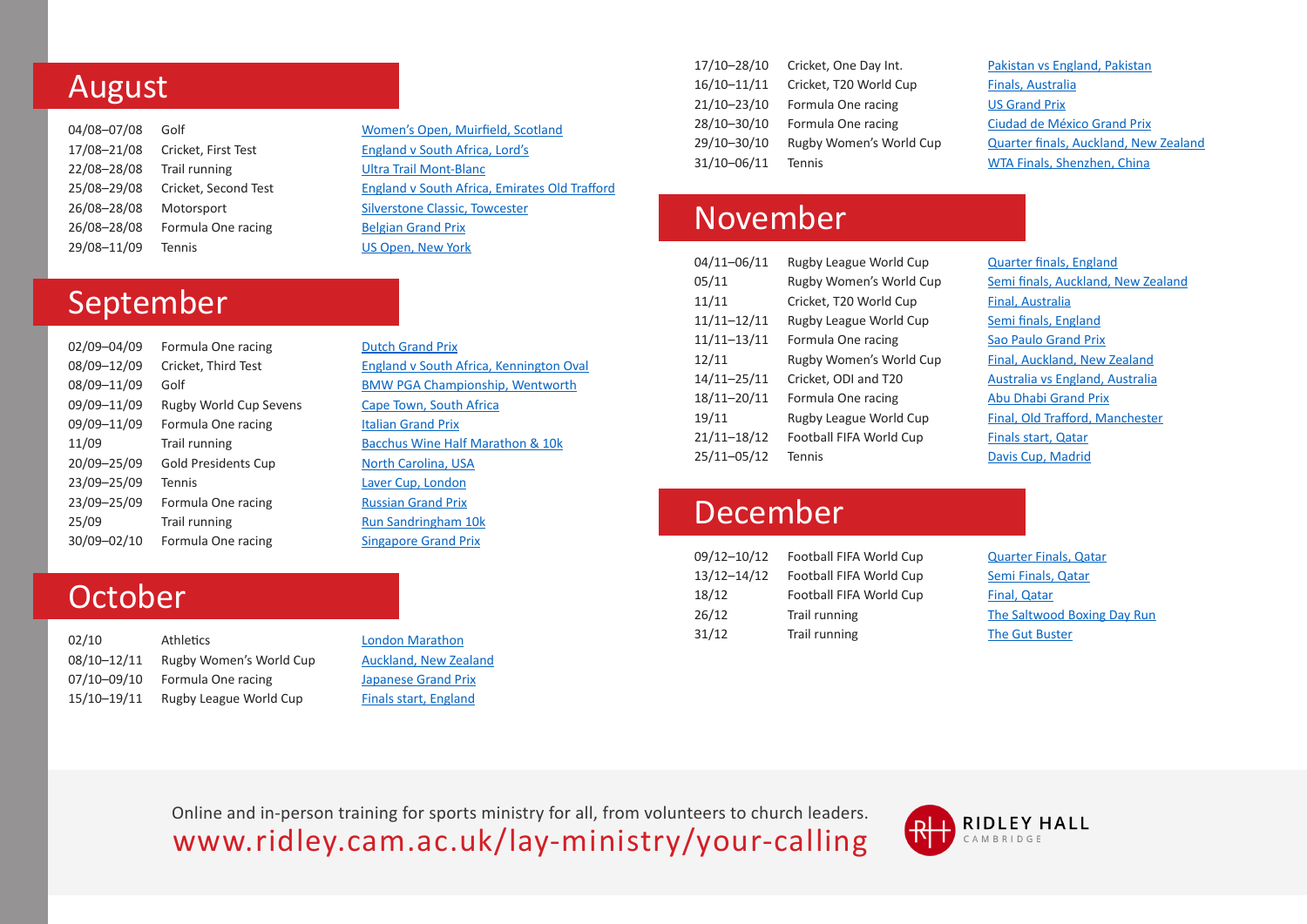## August

| | | |
|---|---|---|
| 04/08–07/08 | Golf | Women's Open, Muirfield, Scotland |
| 17/08–21/08 | Cricket, First Test | England v South Africa, Lord's |
| 22/08–28/08 | Trail running | Ultra Trail Mont-Blanc |
| 25/08–29/08 | Cricket, Second Test | England v South Africa, Emirates Old Trafford |
| 26/08–28/08 | Motorsport | Silverstone Classic, Towcester |
| 26/08–28/08 | Formula One racing | Belgian Grand Prix |
| 29/08–11/09 | Tennis | US Open, New York |

## September

| | | |
|---|---|---|
| 02/09–04/09 | Formula One racing | Dutch Grand Prix |
| 08/09–12/09 | Cricket, Third Test | England v South Africa, Kennington Oval |
| 08/09–11/09 | Golf | BMW PGA Championship, Wentworth |
| 09/09–11/09 | Rugby World Cup Sevens | Cape Town, South Africa |
| 09/09–11/09 | Formula One racing | Italian Grand Prix |
| 11/09 | Trail running | Bacchus Wine Half Marathon & 10k |
| 20/09–25/09 | Gold Presidents Cup | North Carolina, USA |
| 23/09–25/09 | Tennis | Laver Cup, London |
| 23/09–25/09 | Formula One racing | Russian Grand Prix |
| 25/09 | Trail running | Run Sandringham 10k |
| 30/09–02/10 | Formula One racing | Singapore Grand Prix |

## October

| | | |
|---|---|---|
| 02/10 | Athletics | London Marathon |
| 08/10–12/11 | Rugby Women's World Cup | Auckland, New Zealand |
| 07/10–09/10 | Formula One racing | Japanese Grand Prix |
| 15/10–19/11 | Rugby League World Cup | Finals start, England |
| 17/10–28/10 | Cricket, One Day Int. | Pakistan vs England, Pakistan |
| 16/10–11/11 | Cricket, T20 World Cup | Finals, Australia |
| 21/10–23/10 | Formula One racing | US Grand Prix |
| 28/10–30/10 | Formula One racing | Ciudad de México Grand Prix |
| 29/10–30/10 | Rugby Women's World Cup | Quarter finals, Auckland, New Zealand |
| 31/10–06/11 | Tennis | WTA Finals, Shenzhen, China |

## November

| | | |
|---|---|---|
| 04/11–06/11 | Rugby League World Cup | Quarter finals, England |
| 05/11 | Rugby Women's World Cup | Semi finals, Auckland, New Zealand |
| 11/11 | Cricket, T20 World Cup | Final, Australia |
| 11/11–12/11 | Rugby League World Cup | Semi finals, England |
| 11/11–13/11 | Formula One racing | Sao Paulo Grand Prix |
| 12/11 | Rugby Women's World Cup | Final, Auckland, New Zealand |
| 14/11–25/11 | Cricket, ODI and T20 | Australia vs England, Australia |
| 18/11–20/11 | Formula One racing | Abu Dhabi Grand Prix |
| 19/11 | Rugby League World Cup | Final, Old Trafford, Manchester |
| 21/11–18/12 | Football FIFA World Cup | Finals start, Qatar |
| 25/11–05/12 | Tennis | Davis Cup, Madrid |

## December

| | | |
|---|---|---|
| 09/12–10/12 | Football FIFA World Cup | Quarter Finals, Qatar |
| 13/12–14/12 | Football FIFA World Cup | Semi Finals, Qatar |
| 18/12 | Football FIFA World Cup | Final, Qatar |
| 26/12 | Trail running | The Saltwood Boxing Day Run |
| 31/12 | Trail running | The Gut Buster |

Online and in-person training for sports ministry for all, from volunteers to church leaders.
www.ridley.cam.ac.uk/lay-ministry/your-calling

RIDLEY HALL CAMBRIDGE